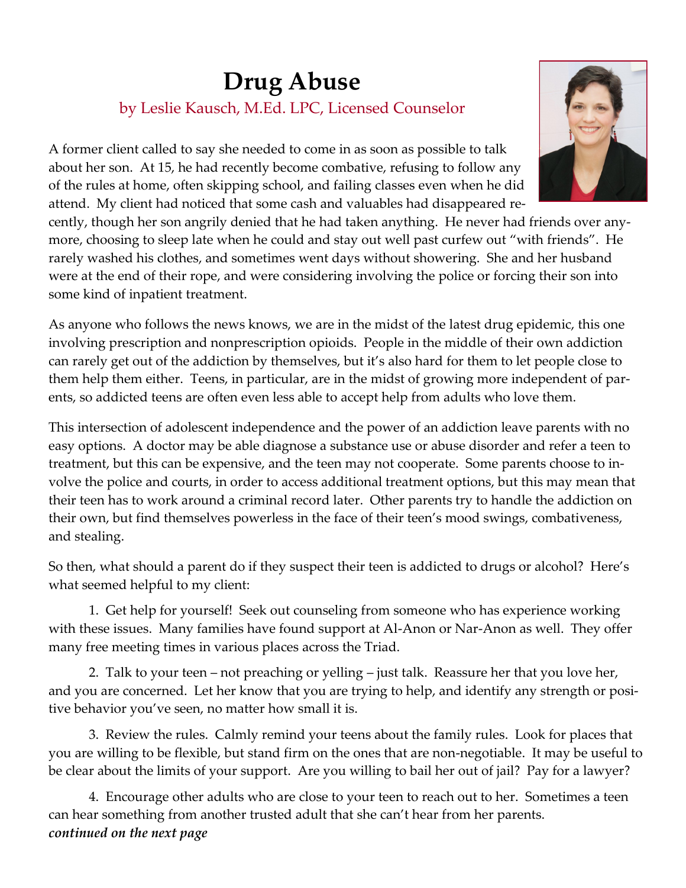# Drug Abuse

by Leslie Kausch, M.Ed. LPC, Licensed Counselor

A former client called to say she needed to come in as soon as possible to talk about her son. At 15, he had recently become combative, refusing to follow any of the rules at home, often skipping school, and failing classes even when he did attend. My client had noticed that some cash and valuables had disappeared recently, though her son angrily denied that he had taken anything. He never had friends over anymore, choosing to sleep late when he could and stay out well past curfew out "with friends". He rarely washed his clothes, and sometimes went days without showering. She and her husband were at the end of their rope, and were considering involving the police or forcing their son into some kind of inpatient treatment.

As anyone who follows the news knows, we are in the midst of the latest drug epidemic, this one involving prescription and nonprescription opioids. People in the middle of their own addiction can rarely get out of the addiction by themselves, but it's also hard for them to let people close to them help them either. Teens, in particular, are in the midst of growing more independent of parents, so addicted teens are often even less able to accept help from adults who love them.

This intersection of adolescent independence and the power of an addiction leave parents with no easy options. A doctor may be able diagnose a substance use or abuse disorder and refer a teen to treatment, but this can be expensive, and the teen may not cooperate. Some parents choose to involve the police and courts, in order to access additional treatment options, but this may mean that their teen has to work around a criminal record later. Other parents try to handle the addiction on their own, but find themselves powerless in the face of their teen's mood swings, combativeness, and stealing.

So then, what should a parent do if they suspect their teen is addicted to drugs or alcohol? Here's what seemed helpful to my client:

1. Get help for yourself! Seek out counseling from someone who has experience working with these issues. Many families have found support at Al-Anon or Nar-Anon as well. They offer many free meeting times in various places across the Triad.

2. Talk to your teen – not preaching or yelling – just talk. Reassure her that you love her, and you are concerned. Let her know that you are trying to help, and identify any strength or positive behavior you've seen, no matter how small it is.

3. Review the rules. Calmly remind your teens about the family rules. Look for places that you are willing to be flexible, but stand firm on the ones that are non-negotiable. It may be useful to be clear about the limits of your support. Are you willing to bail her out of jail? Pay for a lawyer?

4. Encourage other adults who are close to your teen to reach out to her. Sometimes a teen can hear something from another trusted adult that she can't hear from her parents.

***continued on the next page***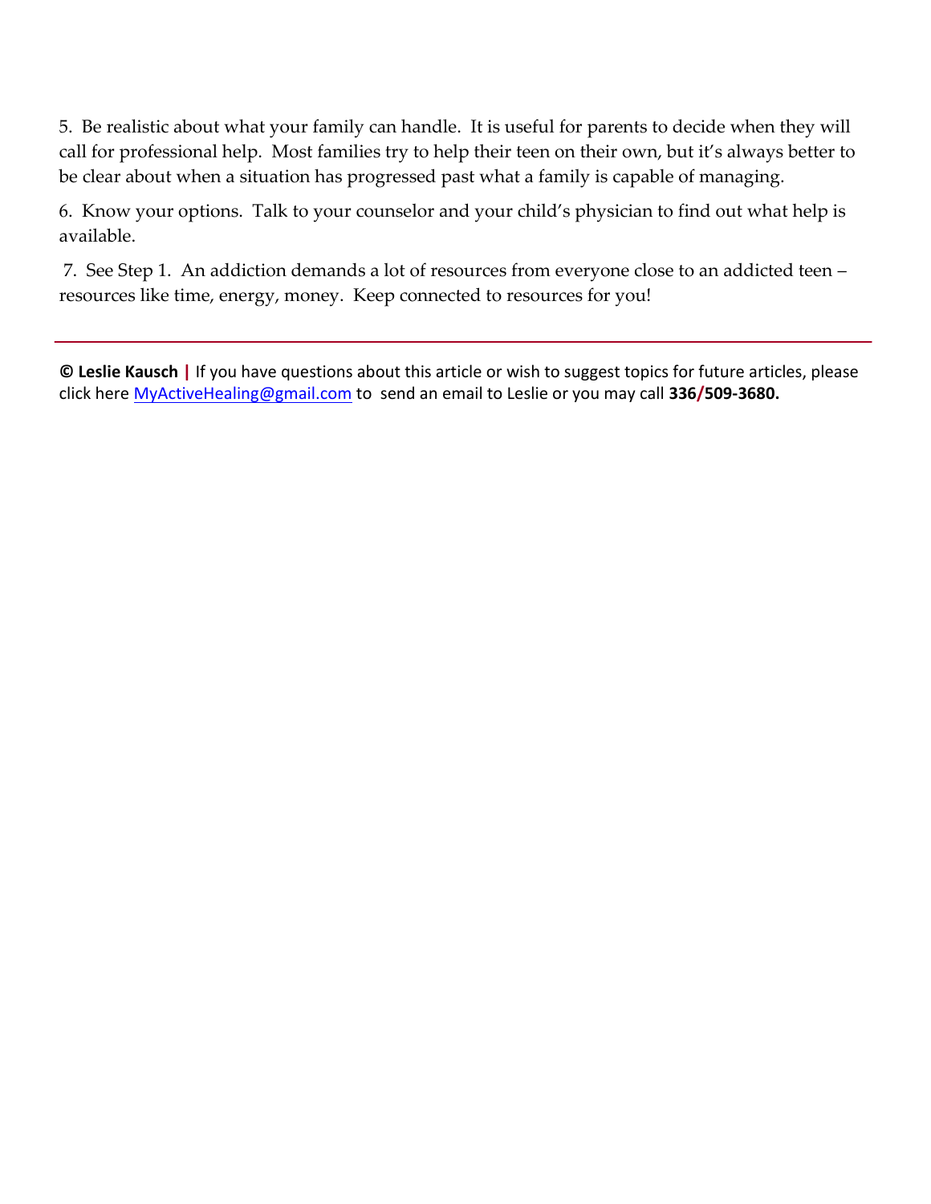5. Be realistic about what your family can handle. It is useful for parents to decide when they will call for professional help. Most families try to help their teen on their own, but it's always better to be clear about when a situation has progressed past what a family is capable of managing.

6. Know your options. Talk to your counselor and your child's physician to find out what help is available.

7. See Step 1. An addiction demands a lot of resources from everyone close to an addicted teen – resources like time, energy, money. Keep connected to resources for you!

---

**© Leslie Kausch** | If you have questions about this article or wish to suggest topics for future articles, please click here MyActiveHealing@gmail.com to send an email to Leslie or you may call **336/509-3680.**